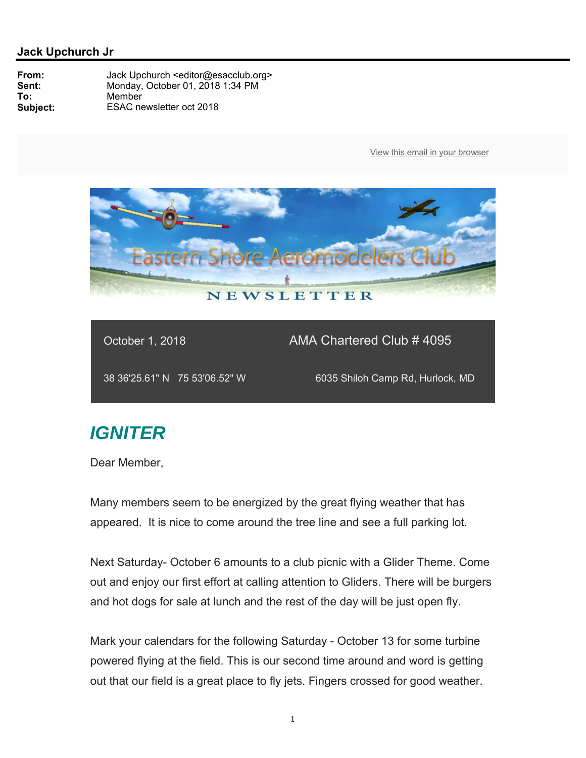**Jack Upchurch Jr**

**From:** Jack Upchurch <editor@esacclub.org>
**Sent:** Monday, October 01, 2018 1:34 PM
**To:** Member
**Subject:** ESAC newsletter oct 2018

View this email in your browser

October 1, 2018 | AMA Chartered Club # 4095

38 36'25.61" N 75 53'06.52" W | 6035 Shiloh Camp Rd, Hurlock, MD

## *IGNITER*

Dear Member,

Many members seem to be energized by the great flying weather that has appeared. It is nice to come around the tree line and see a full parking lot.

Next Saturday- October 6 amounts to a club picnic with a Glider Theme. Come out and enjoy our first effort at calling attention to Gliders. There will be burgers and hot dogs for sale at lunch and the rest of the day will be just open fly.

Mark your calendars for the following Saturday - October 13 for some turbine powered flying at the field. This is our second time around and word is getting out that our field is a great place to fly jets. Fingers crossed for good weather.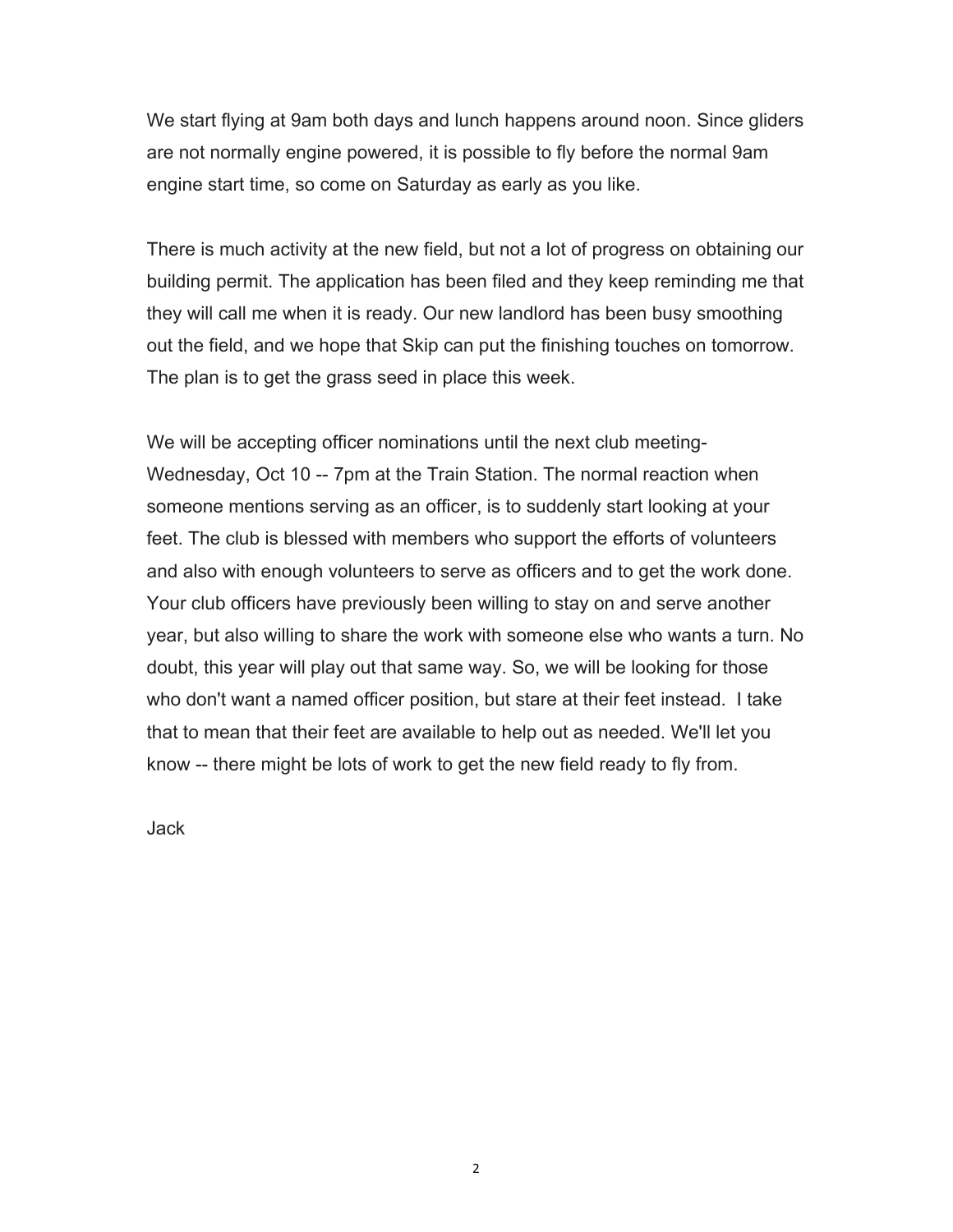We start flying at 9am both days and lunch happens around noon. Since gliders are not normally engine powered, it is possible to fly before the normal 9am engine start time, so come on Saturday as early as you like.

There is much activity at the new field, but not a lot of progress on obtaining our building permit. The application has been filed and they keep reminding me that they will call me when it is ready. Our new landlord has been busy smoothing out the field, and we hope that Skip can put the finishing touches on tomorrow. The plan is to get the grass seed in place this week.

We will be accepting officer nominations until the next club meeting- Wednesday, Oct 10 -- 7pm at the Train Station. The normal reaction when someone mentions serving as an officer, is to suddenly start looking at your feet. The club is blessed with members who support the efforts of volunteers and also with enough volunteers to serve as officers and to get the work done. Your club officers have previously been willing to stay on and serve another year, but also willing to share the work with someone else who wants a turn. No doubt, this year will play out that same way. So, we will be looking for those who don't want a named officer position, but stare at their feet instead. I take that to mean that their feet are available to help out as needed. We'll let you know -- there might be lots of work to get the new field ready to fly from.

Jack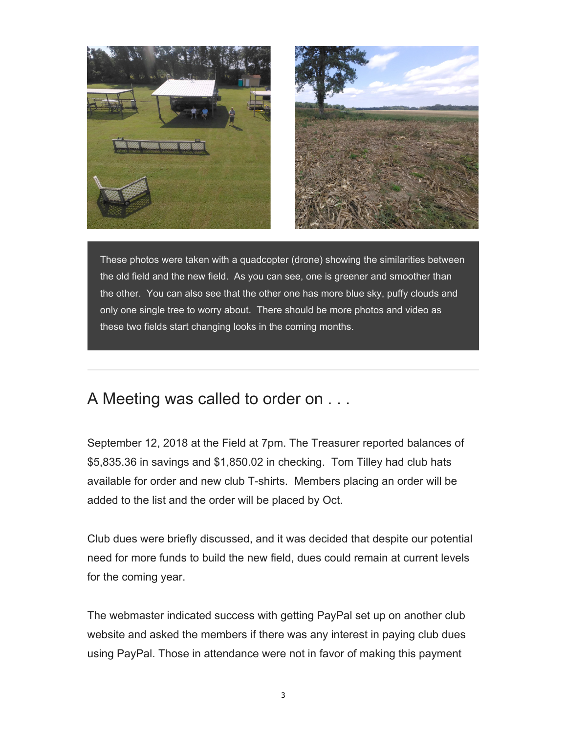These photos were taken with a quadcopter (drone) showing the similarities between the old field and the new field. As you can see, one is greener and smoother than the other. You can also see that the other one has more blue sky, puffy clouds and only one single tree to worry about. There should be more photos and video as these two fields start changing looks in the coming months.

## A Meeting was called to order on . . .

September 12, 2018 at the Field at 7pm. The Treasurer reported balances of $5,835.36 in savings and $1,850.02 in checking. Tom Tilley had club hats available for order and new club T-shirts. Members placing an order will be added to the list and the order will be placed by Oct.

Club dues were briefly discussed, and it was decided that despite our potential need for more funds to build the new field, dues could remain at current levels for the coming year.

The webmaster indicated success with getting PayPal set up on another club website and asked the members if there was any interest in paying club dues using PayPal. Those in attendance were not in favor of making this payment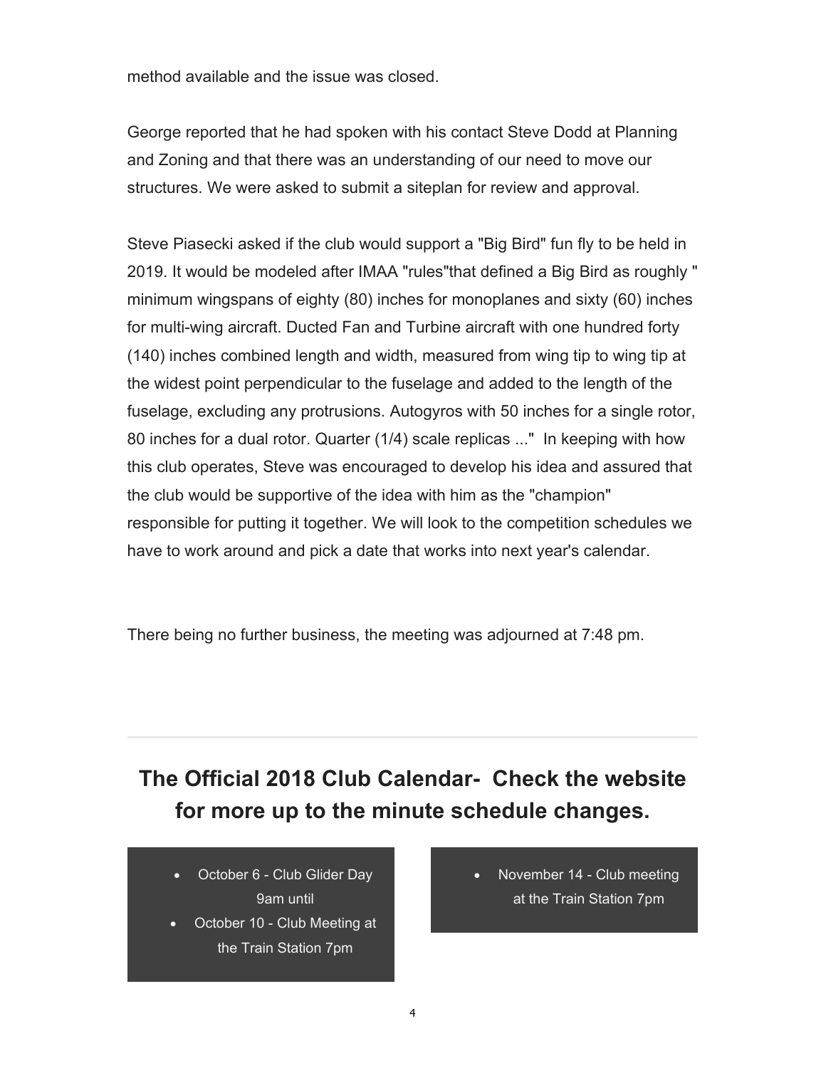method available and the issue was closed.

George reported that he had spoken with his contact Steve Dodd at Planning and Zoning and that there was an understanding of our need to move our structures. We were asked to submit a siteplan for review and approval.

Steve Piasecki asked if the club would support a "Big Bird" fun fly to be held in 2019. It would be modeled after IMAA "rules"that defined a Big Bird as roughly " minimum wingspans of eighty (80) inches for monoplanes and sixty (60) inches for multi-wing aircraft. Ducted Fan and Turbine aircraft with one hundred forty (140) inches combined length and width, measured from wing tip to wing tip at the widest point perpendicular to the fuselage and added to the length of the fuselage, excluding any protrusions. Autogyros with 50 inches for a single rotor, 80 inches for a dual rotor. Quarter (1/4) scale replicas ..." In keeping with how this club operates, Steve was encouraged to develop his idea and assured that the club would be supportive of the idea with him as the "champion" responsible for putting it together. We will look to the competition schedules we have to work around and pick a date that works into next year's calendar.

There being no further business, the meeting was adjourned at 7:48 pm.

---

## The Official 2018 Club Calendar- Check the website for more up to the minute schedule changes.

- October 6 - Club Glider Day 9am until
- October 10 - Club Meeting at the Train Station 7pm

- November 14 - Club meeting at the Train Station 7pm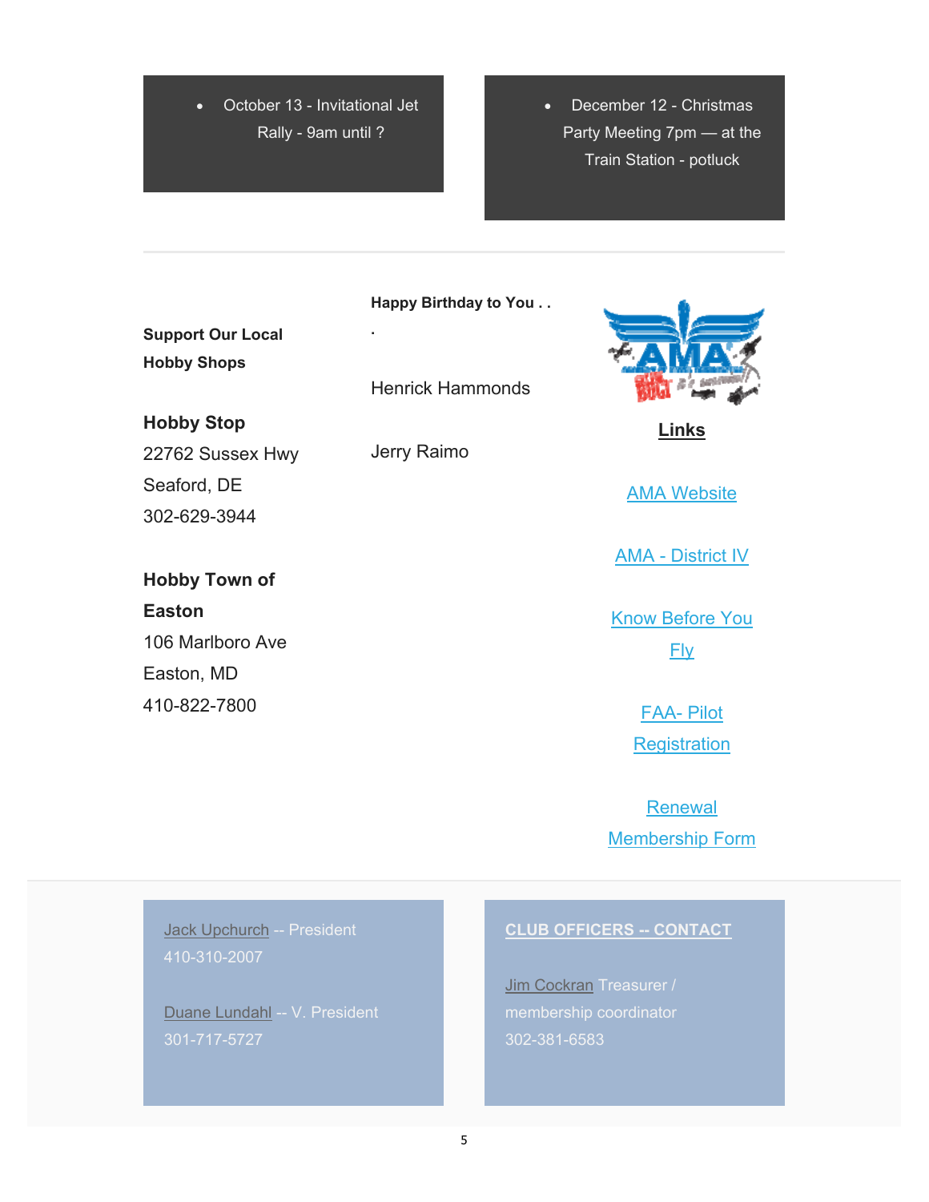- October 13 - Invitational Jet Rally - 9am until ?

- December 12 - Christmas Party Meeting 7pm — at the Train Station - potluck

---

**Support Our Local Hobby Shops**

**Hobby Stop**
22762 Sussex Hwy
Seaford, DE
302-629-3944

**Hobby Town of Easton**
106 Marlboro Ave
Easton, MD
410-822-7800

**Happy Birthday to You . . .**

Henrick Hammonds

Jerry Raimo

**Links**

AMA Website

AMA - District IV

Know Before You Fly

FAA- Pilot Registration

Renewal Membership Form

---

**CLUB OFFICERS -- CONTACT**

Jack Upchurch -- President
410-310-2007

Duane Lundahl -- V. President
301-717-5727

Jim Cockran Treasurer / membership coordinator
302-381-6583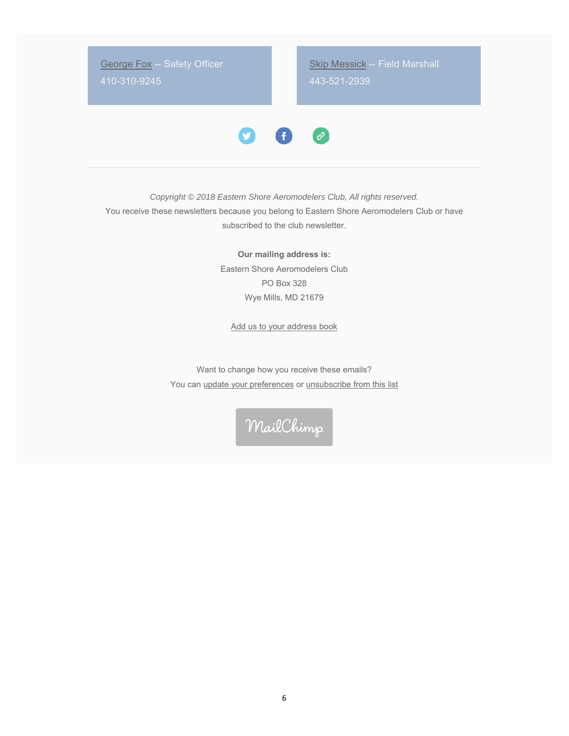George Fox -- Safety Officer
410-310-9245

Skip Messick -- Field Marshall
443-521-2939

*Copyright © 2018 Eastern Shore Aeromodelers Club, All rights reserved.*
You receive these newsletters because you belong to Eastern Shore Aeromodelers Club or have subscribed to the club newsletter.

**Our mailing address is:**
Eastern Shore Aeromodelers Club
PO Box 328
Wye Mills, MD 21679

Add us to your address book

Want to change how you receive these emails?
You can update your preferences or unsubscribe from this list

MailChimp